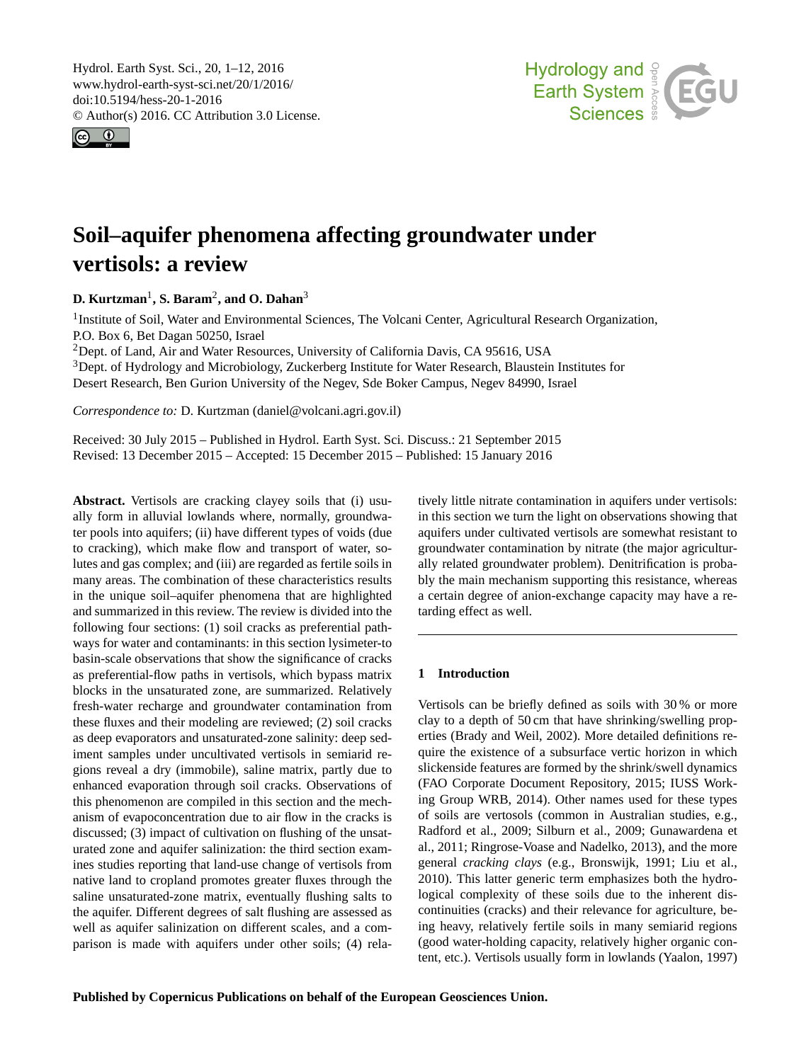// Soil–aquifer phenomena affecting groundwater under vertisols: a review

**D. Kurtzman**[1], **S. Baram**[2], **and O. Dahan**[3]

[1]Institute of Soil, Water and Environmental Sciences, The Volcani Center, Agricultural Research Organization, P.O. Box 6, Bet Dagan 50250, Israel
[2]Dept. of Land, Air and Water Resources, University of California Davis, CA 95616, USA
[3]Dept. of Hydrology and Microbiology, Zuckerberg Institute for Water Research, Blaustein Institutes for Desert Research, Ben Gurion University of the Negev, Sde Boker Campus, Negev 84990, Israel

*Correspondence to:* D. Kurtzman (daniel@volcani.agri.gov.il)

Received: 30 July 2015 – Published in Hydrol. Earth Syst. Sci. Discuss.: 21 September 2015
Revised: 13 December 2015 – Accepted: 15 December 2015 – Published: 15 January 2016

**Abstract.** Vertisols are cracking clayey soils that (i) usually form in alluvial lowlands where, normally, groundwater pools into aquifers; (ii) have different types of voids (due to cracking), which make flow and transport of water, solutes and gas complex; and (iii) are regarded as fertile soils in many areas. The combination of these characteristics results in the unique soil–aquifer phenomena that are highlighted and summarized in this review. The review is divided into the following four sections: (1) soil cracks as preferential pathways for water and contaminants: in this section lysimeter-to basin-scale observations that show the significance of cracks as preferential-flow paths in vertisols, which bypass matrix blocks in the unsaturated zone, are summarized. Relatively fresh-water recharge and groundwater contamination from these fluxes and their modeling are reviewed; (2) soil cracks as deep evaporators and unsaturated-zone salinity: deep sediment samples under uncultivated vertisols in semiarid regions reveal a dry (immobile), saline matrix, partly due to enhanced evaporation through soil cracks. Observations of this phenomenon are compiled in this section and the mechanism of evapoconcentration due to air flow in the cracks is discussed; (3) impact of cultivation on flushing of the unsaturated zone and aquifer salinization: the third section examines studies reporting that land-use change of vertisols from native land to cropland promotes greater fluxes through the saline unsaturated-zone matrix, eventually flushing salts to the aquifer. Different degrees of salt flushing are assessed as well as aquifer salinization on different scales, and a comparison is made with aquifers under other soils; (4) relatively little nitrate contamination in aquifers under vertisols: in this section we turn the light on observations showing that aquifers under cultivated vertisols are somewhat resistant to groundwater contamination by nitrate (the major agriculturally related groundwater problem). Denitrification is probably the main mechanism supporting this resistance, whereas a certain degree of anion-exchange capacity may have a retarding effect as well.

## 1 Introduction

Vertisols can be briefly defined as soils with 30 % or more clay to a depth of 50 cm that have shrinking/swelling properties (Brady and Weil, 2002). More detailed definitions require the existence of a subsurface vertic horizon in which slickenside features are formed by the shrink/swell dynamics (FAO Corporate Document Repository, 2015; IUSS Working Group WRB, 2014). Other names used for these types of soils are vertosols (common in Australian studies, e.g., Radford et al., 2009; Silburn et al., 2009; Gunawardena et al., 2011; Ringrose-Voase and Nadelko, 2013), and the more general *cracking clays* (e.g., Bronswijk, 1991; Liu et al., 2010). This latter generic term emphasizes both the hydrological complexity of these soils due to the inherent discontinuities (cracks) and their relevance for agriculture, being heavy, relatively fertile soils in many semiarid regions (good water-holding capacity, relatively higher organic content, etc.). Vertisols usually form in lowlands (Yaalon, 1997)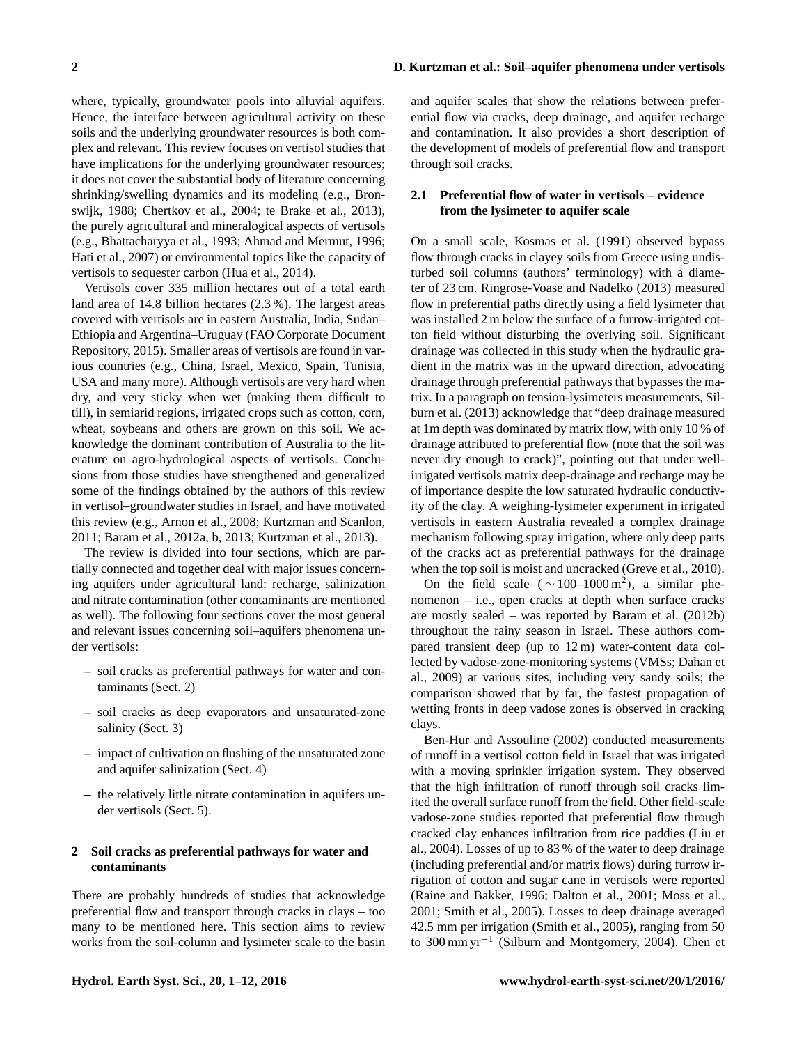where, typically, groundwater pools into alluvial aquifers. Hence, the interface between agricultural activity on these soils and the underlying groundwater resources is both complex and relevant. This review focuses on vertisol studies that have implications for the underlying groundwater resources; it does not cover the substantial body of literature concerning shrinking/swelling dynamics and its modeling (e.g., Bronswijk, 1988; Chertkov et al., 2004; te Brake et al., 2013), the purely agricultural and mineralogical aspects of vertisols (e.g., Bhattacharyya et al., 1993; Ahmad and Mermut, 1996; Hati et al., 2007) or environmental topics like the capacity of vertisols to sequester carbon (Hua et al., 2014).

Vertisols cover 335 million hectares out of a total earth land area of 14.8 billion hectares (2.3 %). The largest areas covered with vertisols are in eastern Australia, India, Sudan–Ethiopia and Argentina–Uruguay (FAO Corporate Document Repository, 2015). Smaller areas of vertisols are found in various countries (e.g., China, Israel, Mexico, Spain, Tunisia, USA and many more). Although vertisols are very hard when dry, and very sticky when wet (making them difficult to till), in semiarid regions, irrigated crops such as cotton, corn, wheat, soybeans and others are grown on this soil. We acknowledge the dominant contribution of Australia to the literature on agro-hydrological aspects of vertisols. Conclusions from those studies have strengthened and generalized some of the findings obtained by the authors of this review in vertisol–groundwater studies in Israel, and have motivated this review (e.g., Arnon et al., 2008; Kurtzman and Scanlon, 2011; Baram et al., 2012a, b, 2013; Kurtzman et al., 2013).

The review is divided into four sections, which are partially connected and together deal with major issues concerning aquifers under agricultural land: recharge, salinization and nitrate contamination (other contaminants are mentioned as well). The following four sections cover the most general and relevant issues concerning soil–aquifers phenomena under vertisols:

- soil cracks as preferential pathways for water and contaminants (Sect. 2)
- soil cracks as deep evaporators and unsaturated-zone salinity (Sect. 3)
- impact of cultivation on flushing of the unsaturated zone and aquifer salinization (Sect. 4)
- the relatively little nitrate contamination in aquifers under vertisols (Sect. 5).

## 2 Soil cracks as preferential pathways for water and contaminants

There are probably hundreds of studies that acknowledge preferential flow and transport through cracks in clays – too many to be mentioned here. This section aims to review works from the soil-column and lysimeter scale to the basin and aquifer scales that show the relations between preferential flow via cracks, deep drainage, and aquifer recharge and contamination. It also provides a short description of the development of models of preferential flow and transport through soil cracks.

### 2.1 Preferential flow of water in vertisols – evidence from the lysimeter to aquifer scale

On a small scale, Kosmas et al. (1991) observed bypass flow through cracks in clayey soils from Greece using undisturbed soil columns (authors' terminology) with a diameter of 23 cm. Ringrose-Voase and Nadelko (2013) measured flow in preferential paths directly using a field lysimeter that was installed 2 m below the surface of a furrow-irrigated cotton field without disturbing the overlying soil. Significant drainage was collected in this study when the hydraulic gradient in the matrix was in the upward direction, advocating drainage through preferential pathways that bypasses the matrix. In a paragraph on tension-lysimeters measurements, Silburn et al. (2013) acknowledge that "deep drainage measured at 1m depth was dominated by matrix flow, with only 10 % of drainage attributed to preferential flow (note that the soil was never dry enough to crack)", pointing out that under well-irrigated vertisols matrix deep-drainage and recharge may be of importance despite the low saturated hydraulic conductivity of the clay. A weighing-lysimeter experiment in irrigated vertisols in eastern Australia revealed a complex drainage mechanism following spray irrigation, where only deep parts of the cracks act as preferential pathways for the drainage when the top soil is moist and uncracked (Greve et al., 2010).

On the field scale ( $\sim 100$–$1000\,\mathrm{m}^2$), a similar phenomenon – i.e., open cracks at depth when surface cracks are mostly sealed – was reported by Baram et al. (2012b) throughout the rainy season in Israel. These authors compared transient deep (up to 12 m) water-content data collected by vadose-zone-monitoring systems (VMSs; Dahan et al., 2009) at various sites, including very sandy soils; the comparison showed that by far, the fastest propagation of wetting fronts in deep vadose zones is observed in cracking clays.

Ben-Hur and Assouline (2002) conducted measurements of runoff in a vertisol cotton field in Israel that was irrigated with a moving sprinkler irrigation system. They observed that the high infiltration of runoff through soil cracks limited the overall surface runoff from the field. Other field-scale vadose-zone studies reported that preferential flow through cracked clay enhances infiltration from rice paddies (Liu et al., 2004). Losses of up to 83 % of the water to deep drainage (including preferential and/or matrix flows) during furrow irrigation of cotton and sugar cane in vertisols were reported (Raine and Bakker, 1996; Dalton et al., 2001; Moss et al., 2001; Smith et al., 2005). Losses to deep drainage averaged 42.5 mm per irrigation (Smith et al., 2005), ranging from 50 to $300\,\mathrm{mm\,yr^{-1}}$ (Silburn and Montgomery, 2004). Chen et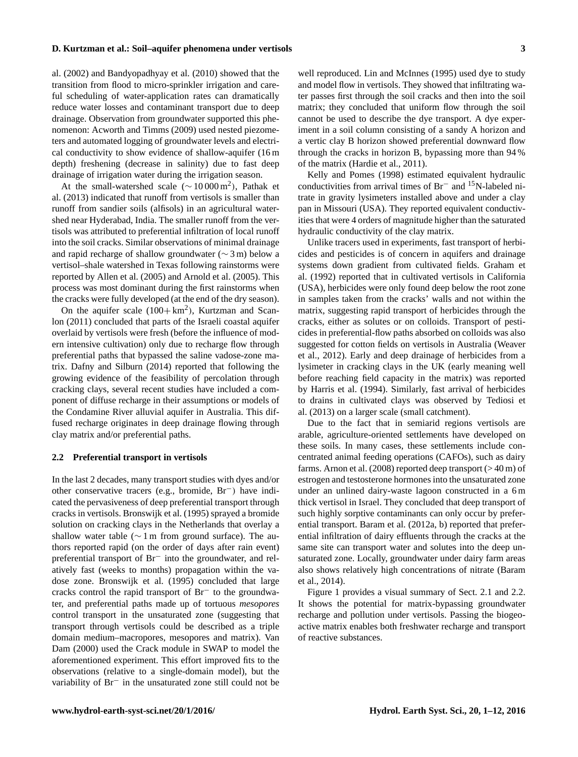al. (2002) and Bandyopadhyay et al. (2010) showed that the transition from flood to micro-sprinkler irrigation and careful scheduling of water-application rates can dramatically reduce water losses and contaminant transport due to deep drainage. Observation from groundwater supported this phenomenon: Acworth and Timms (2009) used nested piezometers and automated logging of groundwater levels and electrical conductivity to show evidence of shallow-aquifer (16 m depth) freshening (decrease in salinity) due to fast deep drainage of irrigation water during the irrigation season.

At the small-watershed scale ($\sim 10\,000\,\mathrm{m}^2$), Pathak et al. (2013) indicated that runoff from vertisols is smaller than runoff from sandier soils (alfisols) in an agricultural watershed near Hyderabad, India. The smaller runoff from the vertisols was attributed to preferential infiltration of local runoff into the soil cracks. Similar observations of minimal drainage and rapid recharge of shallow groundwater ($\sim 3$ m) below a vertisol–shale watershed in Texas following rainstorms were reported by Allen et al. (2005) and Arnold et al. (2005). This process was most dominant during the first rainstorms when the cracks were fully developed (at the end of the dry season).

On the aquifer scale ($100+\,\mathrm{km}^2$), Kurtzman and Scanlon (2011) concluded that parts of the Israeli coastal aquifer overlaid by vertisols were fresh (before the influence of modern intensive cultivation) only due to recharge flow through preferential paths that bypassed the saline vadose-zone matrix. Dafny and Silburn (2014) reported that following the growing evidence of the feasibility of percolation through cracking clays, several recent studies have included a component of diffuse recharge in their assumptions or models of the Condamine River alluvial aquifer in Australia. This diffused recharge originates in deep drainage flowing through clay matrix and/or preferential paths.

### 2.2 Preferential transport in vertisols

In the last 2 decades, many transport studies with dyes and/or other conservative tracers (e.g., bromide, $\mathrm{Br}^-$) have indicated the pervasiveness of deep preferential transport through cracks in vertisols. Bronswijk et al. (1995) sprayed a bromide solution on cracking clays in the Netherlands that overlay a shallow water table ($\sim 1$ m from ground surface). The authors reported rapid (on the order of days after rain event) preferential transport of $\mathrm{Br}^-$ into the groundwater, and relatively fast (weeks to months) propagation within the vadose zone. Bronswijk et al. (1995) concluded that large cracks control the rapid transport of $\mathrm{Br}^-$ to the groundwater, and preferential paths made up of tortuous *mesopores* control transport in the unsaturated zone (suggesting that transport through vertisols could be described as a triple domain medium–macropores, mesopores and matrix). Van Dam (2000) used the Crack module in SWAP to model the aforementioned experiment. This effort improved fits to the observations (relative to a single-domain model), but the variability of $\mathrm{Br}^-$ in the unsaturated zone still could not be well reproduced. Lin and McInnes (1995) used dye to study and model flow in vertisols. They showed that infiltrating water passes first through the soil cracks and then into the soil matrix; they concluded that uniform flow through the soil cannot be used to describe the dye transport. A dye experiment in a soil column consisting of a sandy A horizon and a vertic clay B horizon showed preferential downward flow through the cracks in horizon B, bypassing more than 94 % of the matrix (Hardie et al., 2011).

Kelly and Pomes (1998) estimated equivalent hydraulic conductivities from arrival times of $\mathrm{Br}^-$ and $^{15}\mathrm{N}$-labeled nitrate in gravity lysimeters installed above and under a clay pan in Missouri (USA). They reported equivalent conductivities that were 4 orders of magnitude higher than the saturated hydraulic conductivity of the clay matrix.

Unlike tracers used in experiments, fast transport of herbicides and pesticides is of concern in aquifers and drainage systems down gradient from cultivated fields. Graham et al. (1992) reported that in cultivated vertisols in California (USA), herbicides were only found deep below the root zone in samples taken from the cracks' walls and not within the matrix, suggesting rapid transport of herbicides through the cracks, either as solutes or on colloids. Transport of pesticides in preferential-flow paths absorbed on colloids was also suggested for cotton fields on vertisols in Australia (Weaver et al., 2012). Early and deep drainage of herbicides from a lysimeter in cracking clays in the UK (early meaning well before reaching field capacity in the matrix) was reported by Harris et al. (1994). Similarly, fast arrival of herbicides to drains in cultivated clays was observed by Tediosi et al. (2013) on a larger scale (small catchment).

Due to the fact that in semiarid regions vertisols are arable, agriculture-oriented settlements have developed on these soils. In many cases, these settlements include concentrated animal feeding operations (CAFOs), such as dairy farms. Arnon et al. (2008) reported deep transport ($> 40$ m) of estrogen and testosterone hormones into the unsaturated zone under an unlined dairy-waste lagoon constructed in a 6 m thick vertisol in Israel. They concluded that deep transport of such highly sorptive contaminants can only occur by preferential transport. Baram et al. (2012a, b) reported that preferential infiltration of dairy effluents through the cracks at the same site can transport water and solutes into the deep unsaturated zone. Locally, groundwater under dairy farm areas also shows relatively high concentrations of nitrate (Baram et al., 2014).

Figure 1 provides a visual summary of Sect. 2.1 and 2.2. It shows the potential for matrix-bypassing groundwater recharge and pollution under vertisols. Passing the biogeoactive matrix enables both freshwater recharge and transport of reactive substances.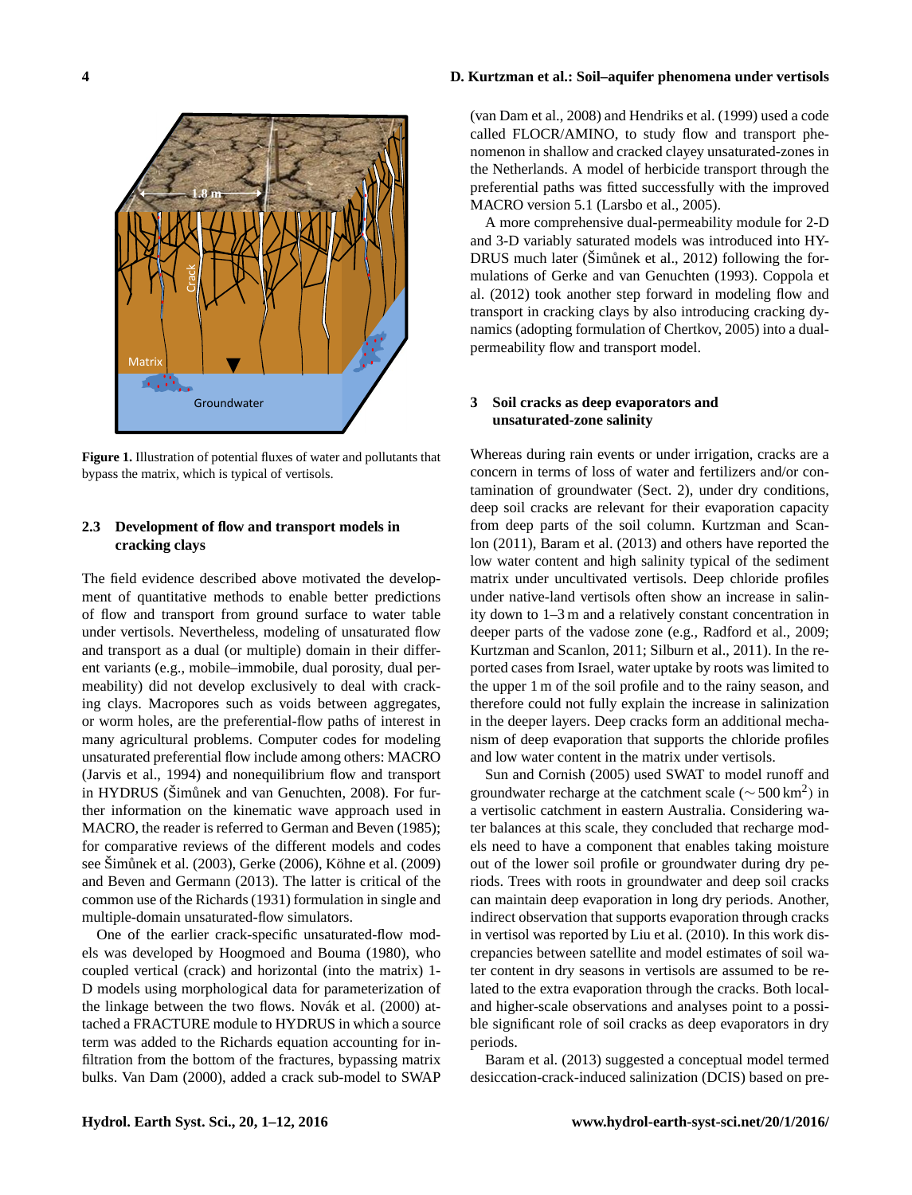Figure 1. Illustration of potential fluxes of water and pollutants that bypass the matrix, which is typical of vertisols.

### 2.3 Development of flow and transport models in cracking clays

The field evidence described above motivated the development of quantitative methods to enable better predictions of flow and transport from ground surface to water table under vertisols. Nevertheless, modeling of unsaturated flow and transport as a dual (or multiple) domain in their different variants (e.g., mobile–immobile, dual porosity, dual permeability) did not develop exclusively to deal with cracking clays. Macropores such as voids between aggregates, or worm holes, are the preferential-flow paths of interest in many agricultural problems. Computer codes for modeling unsaturated preferential flow include among others: MACRO (Jarvis et al., 1994) and nonequilibrium flow and transport in HYDRUS (Šimůnek and van Genuchten, 2008). For further information on the kinematic wave approach used in MACRO, the reader is referred to German and Beven (1985); for comparative reviews of the different models and codes see Šimůnek et al. (2003), Gerke (2006), Köhne et al. (2009) and Beven and Germann (2013). The latter is critical of the common use of the Richards (1931) formulation in single and multiple-domain unsaturated-flow simulators.

One of the earlier crack-specific unsaturated-flow models was developed by Hoogmoed and Bouma (1980), who coupled vertical (crack) and horizontal (into the matrix) 1-D models using morphological data for parameterization of the linkage between the two flows. Novák et al. (2000) attached a FRACTURE module to HYDRUS in which a source term was added to the Richards equation accounting for infiltration from the bottom of the fractures, bypassing matrix bulks. Van Dam (2000), added a crack sub-model to SWAP (van Dam et al., 2008) and Hendriks et al. (1999) used a code called FLOCR/AMINO, to study flow and transport phenomenon in shallow and cracked clayey unsaturated-zones in the Netherlands. A model of herbicide transport through the preferential paths was fitted successfully with the improved MACRO version 5.1 (Larsbo et al., 2005).

A more comprehensive dual-permeability module for 2-D and 3-D variably saturated models was introduced into HYDRUS much later (Šimůnek et al., 2012) following the formulations of Gerke and van Genuchten (1993). Coppola et al. (2012) took another step forward in modeling flow and transport in cracking clays by also introducing cracking dynamics (adopting formulation of Chertkov, 2005) into a dual-permeability flow and transport model.

## 3 Soil cracks as deep evaporators and unsaturated-zone salinity

Whereas during rain events or under irrigation, cracks are a concern in terms of loss of water and fertilizers and/or contamination of groundwater (Sect. 2), under dry conditions, deep soil cracks are relevant for their evaporation capacity from deep parts of the soil column. Kurtzman and Scanlon (2011), Baram et al. (2013) and others have reported the low water content and high salinity typical of the sediment matrix under uncultivated vertisols. Deep chloride profiles under native-land vertisols often show an increase in salinity down to 1–3 m and a relatively constant concentration in deeper parts of the vadose zone (e.g., Radford et al., 2009; Kurtzman and Scanlon, 2011; Silburn et al., 2011). In the reported cases from Israel, water uptake by roots was limited to the upper 1 m of the soil profile and to the rainy season, and therefore could not fully explain the increase in salinization in the deeper layers. Deep cracks form an additional mechanism of deep evaporation that supports the chloride profiles and low water content in the matrix under vertisols.

Sun and Cornish (2005) used SWAT to model runoff and groundwater recharge at the catchment scale ($\sim 500\,\text{km}^2$) in a vertisolic catchment in eastern Australia. Considering water balances at this scale, they concluded that recharge models need to have a component that enables taking moisture out of the lower soil profile or groundwater during dry periods. Trees with roots in groundwater and deep soil cracks can maintain deep evaporation in long dry periods. Another, indirect observation that supports evaporation through cracks in vertisol was reported by Liu et al. (2010). In this work discrepancies between satellite and model estimates of soil water content in dry seasons in vertisols are assumed to be related to the extra evaporation through the cracks. Both local- and higher-scale observations and analyses point to a possible significant role of soil cracks as deep evaporators in dry periods.

Baram et al. (2013) suggested a conceptual model termed desiccation-crack-induced salinization (DCIS) based on pre-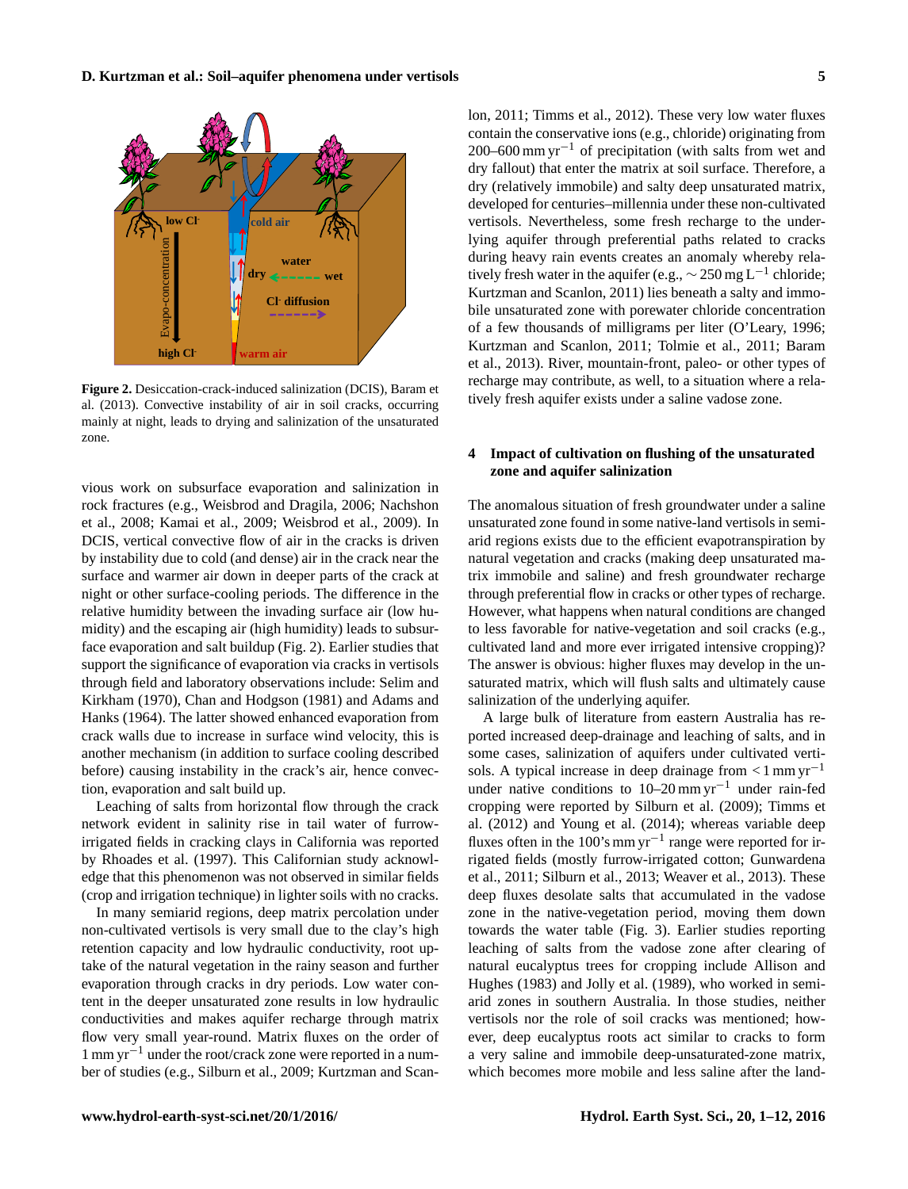**Figure 2.** Desiccation-crack-induced salinization (DCIS), Baram et al. (2013). Convective instability of air in soil cracks, occurring mainly at night, leads to drying and salinization of the unsaturated zone.

vious work on subsurface evaporation and salinization in rock fractures (e.g., Weisbrod and Dragila, 2006; Nachshon et al., 2008; Kamai et al., 2009; Weisbrod et al., 2009). In DCIS, vertical convective flow of air in the cracks is driven by instability due to cold (and dense) air in the crack near the surface and warmer air down in deeper parts of the crack at night or other surface-cooling periods. The difference in the relative humidity between the invading surface air (low humidity) and the escaping air (high humidity) leads to subsurface evaporation and salt buildup (Fig. 2). Earlier studies that support the significance of evaporation via cracks in vertisols through field and laboratory observations include: Selim and Kirkham (1970), Chan and Hodgson (1981) and Adams and Hanks (1964). The latter showed enhanced evaporation from crack walls due to increase in surface wind velocity, this is another mechanism (in addition to surface cooling described before) causing instability in the crack's air, hence convection, evaporation and salt build up.

Leaching of salts from horizontal flow through the crack network evident in salinity rise in tail water of furrow-irrigated fields in cracking clays in California was reported by Rhoades et al. (1997). This Californian study acknowledge that this phenomenon was not observed in similar fields (crop and irrigation technique) in lighter soils with no cracks.

In many semiarid regions, deep matrix percolation under non-cultivated vertisols is very small due to the clay's high retention capacity and low hydraulic conductivity, root uptake of the natural vegetation in the rainy season and further evaporation through cracks in dry periods. Low water content in the deeper unsaturated zone results in low hydraulic conductivities and makes aquifer recharge through matrix flow very small year-round. Matrix fluxes on the order of $1\,\mathrm{mm\,yr^{-1}}$ under the root/crack zone were reported in a number of studies (e.g., Silburn et al., 2009; Kurtzman and Scanlon, 2011; Timms et al., 2012). These very low water fluxes contain the conservative ions (e.g., chloride) originating from $200$–$600\,\mathrm{mm\,yr^{-1}}$ of precipitation (with salts from wet and dry fallout) that enter the matrix at soil surface. Therefore, a dry (relatively immobile) and salty deep unsaturated matrix, developed for centuries–millennia under these non-cultivated vertisols. Nevertheless, some fresh recharge to the underlying aquifer through preferential paths related to cracks during heavy rain events creates an anomaly whereby relatively fresh water in the aquifer (e.g., $\sim 250\,\mathrm{mg\,L^{-1}}$ chloride; Kurtzman and Scanlon, 2011) lies beneath a salty and immobile unsaturated zone with porewater chloride concentration of a few thousands of milligrams per liter (O'Leary, 1996; Kurtzman and Scanlon, 2011; Tolmie et al., 2011; Baram et al., 2013). River, mountain-front, paleo- or other types of recharge may contribute, as well, to a situation where a relatively fresh aquifer exists under a saline vadose zone.

## 4 Impact of cultivation on flushing of the unsaturated zone and aquifer salinization

The anomalous situation of fresh groundwater under a saline unsaturated zone found in some native-land vertisols in semi-arid regions exists due to the efficient evapotranspiration by natural vegetation and cracks (making deep unsaturated matrix immobile and saline) and fresh groundwater recharge through preferential flow in cracks or other types of recharge. However, what happens when natural conditions are changed to less favorable for native-vegetation and soil cracks (e.g., cultivated land and more ever irrigated intensive cropping)? The answer is obvious: higher fluxes may develop in the unsaturated matrix, which will flush salts and ultimately cause salinization of the underlying aquifer.

A large bulk of literature from eastern Australia has reported increased deep-drainage and leaching of salts, and in some cases, salinization of aquifers under cultivated vertisols. A typical increase in deep drainage from $< 1\,\mathrm{mm\,yr^{-1}}$ under native conditions to $10$–$20\,\mathrm{mm\,yr^{-1}}$ under rain-fed cropping were reported by Silburn et al. (2009); Timms et al. (2012) and Young et al. (2014); whereas variable deep fluxes often in the 100's $\mathrm{mm\,yr^{-1}}$ range were reported for irrigated fields (mostly furrow-irrigated cotton; Gunwardena et al., 2011; Silburn et al., 2013; Weaver et al., 2013). These deep fluxes desolate salts that accumulated in the vadose zone in the native-vegetation period, moving them down towards the water table (Fig. 3). Earlier studies reporting leaching of salts from the vadose zone after clearing of natural eucalyptus trees for cropping include Allison and Hughes (1983) and Jolly et al. (1989), who worked in semi-arid zones in southern Australia. In those studies, neither vertisols nor the role of soil cracks was mentioned; however, deep eucalyptus roots act similar to cracks to form a very saline and immobile deep-unsaturated-zone matrix, which becomes more mobile and less saline after the land-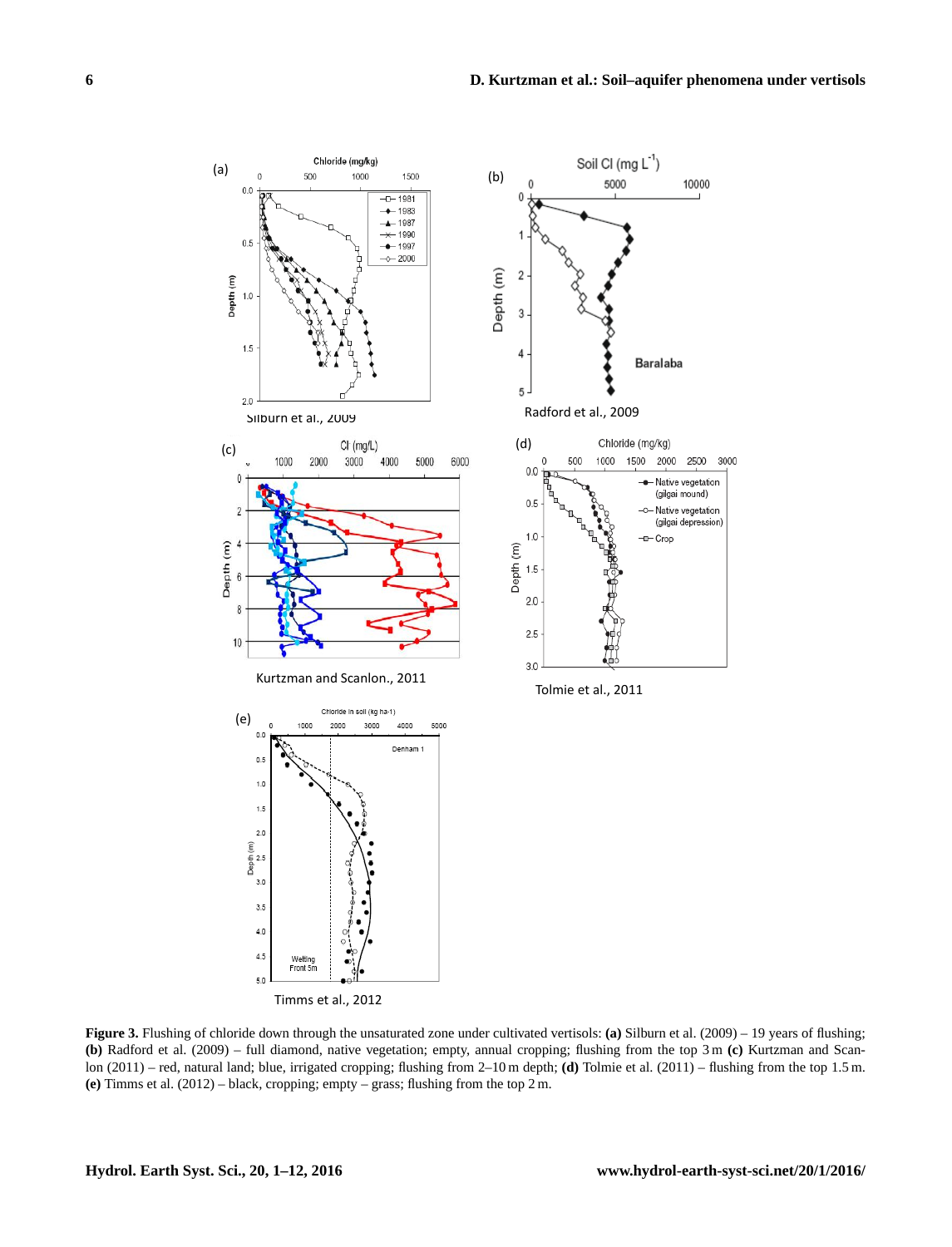Figure 3. Flushing of chloride down through the unsaturated zone under cultivated vertisols: **(a)** Silburn et al. (2009) – 19 years of flushing; **(b)** Radford et al. (2009) – full diamond, native vegetation; empty, annual cropping; flushing from the top 3 m **(c)** Kurtzman and Scanlon (2011) – red, natural land; blue, irrigated cropping; flushing from 2–10 m depth; **(d)** Tolmie et al. (2011) – flushing from the top 1.5 m. **(e)** Timms et al. (2012) – black, cropping; empty – grass; flushing from the top 2 m.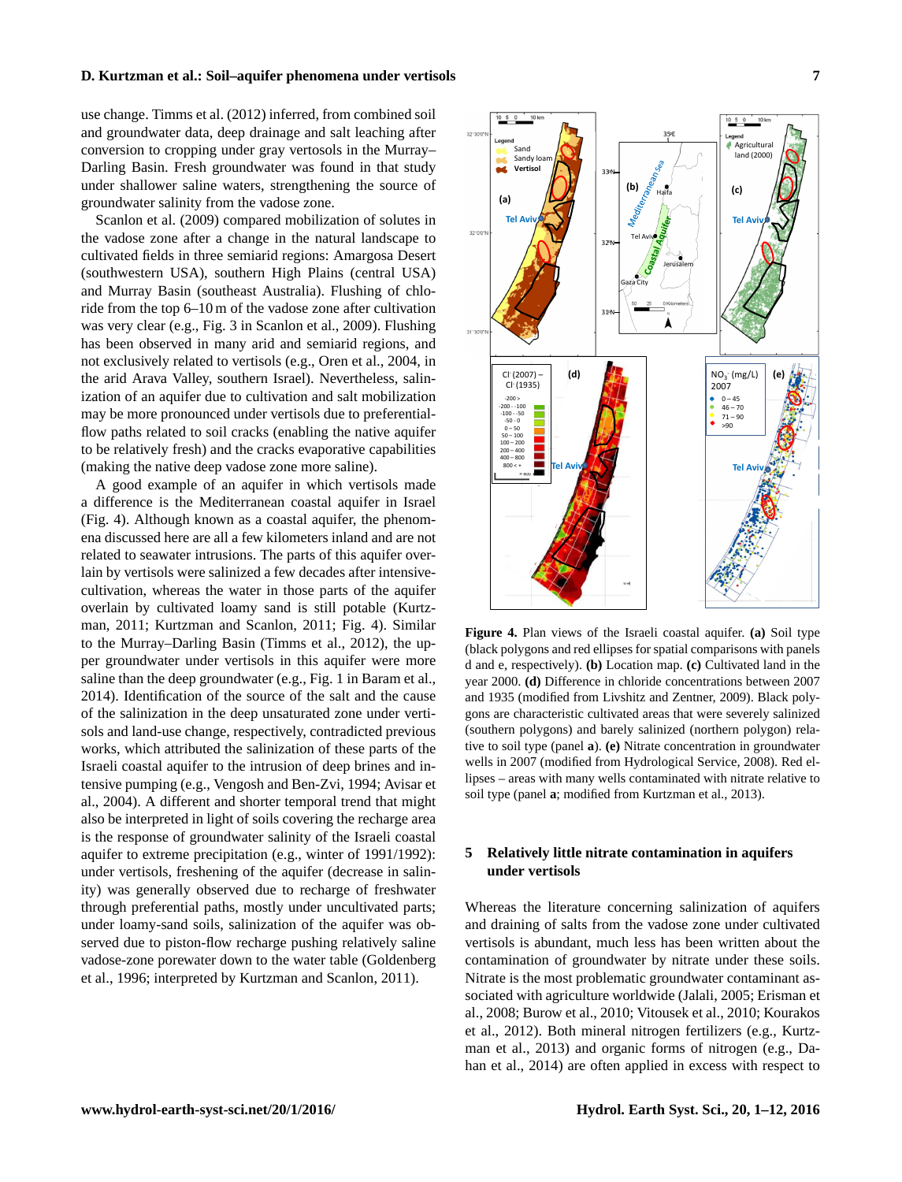use change. Timms et al. (2012) inferred, from combined soil and groundwater data, deep drainage and salt leaching after conversion to cropping under gray vertosols in the Murray–Darling Basin. Fresh groundwater was found in that study under shallower saline waters, strengthening the source of groundwater salinity from the vadose zone.

Scanlon et al. (2009) compared mobilization of solutes in the vadose zone after a change in the natural landscape to cultivated fields in three semiarid regions: Amargosa Desert (southwestern USA), southern High Plains (central USA) and Murray Basin (southeast Australia). Flushing of chloride from the top 6–10 m of the vadose zone after cultivation was very clear (e.g., Fig. 3 in Scanlon et al., 2009). Flushing has been observed in many arid and semiarid regions, and not exclusively related to vertisols (e.g., Oren et al., 2004, in the arid Arava Valley, southern Israel). Nevertheless, salinization of an aquifer due to cultivation and salt mobilization may be more pronounced under vertisols due to preferential-flow paths related to soil cracks (enabling the native aquifer to be relatively fresh) and the cracks evaporative capabilities (making the native deep vadose zone more saline).

A good example of an aquifer in which vertisols made a difference is the Mediterranean coastal aquifer in Israel (Fig. 4). Although known as a coastal aquifer, the phenomena discussed here are all a few kilometers inland and are not related to seawater intrusions. The parts of this aquifer overlain by vertisols were salinized a few decades after intensive-cultivation, whereas the water in those parts of the aquifer overlain by cultivated loamy sand is still potable (Kurtzman, 2011; Kurtzman and Scanlon, 2011; Fig. 4). Similar to the Murray–Darling Basin (Timms et al., 2012), the upper groundwater under vertisols in this aquifer were more saline than the deep groundwater (e.g., Fig. 1 in Baram et al., 2014). Identification of the source of the salt and the cause of the salinization in the deep unsaturated zone under vertisols and land-use change, respectively, contradicted previous works, which attributed the salinization of these parts of the Israeli coastal aquifer to the intrusion of deep brines and intensive pumping (e.g., Vengosh and Ben-Zvi, 1994; Avisar et al., 2004). A different and shorter temporal trend that might also be interpreted in light of soils covering the recharge area is the response of groundwater salinity of the Israeli coastal aquifer to extreme precipitation (e.g., winter of 1991/1992): under vertisols, freshening of the aquifer (decrease in salinity) was generally observed due to recharge of freshwater through preferential paths, mostly under uncultivated parts; under loamy-sand soils, salinization of the aquifer was observed due to piston-flow recharge pushing relatively saline vadose-zone porewater down to the water table (Goldenberg et al., 1996; interpreted by Kurtzman and Scanlon, 2011).

**Figure 4.** Plan views of the Israeli coastal aquifer. **(a)** Soil type (black polygons and red ellipses for spatial comparisons with panels d and e, respectively). **(b)** Location map. **(c)** Cultivated land in the year 2000. **(d)** Difference in chloride concentrations between 2007 and 1935 (modified from Livshitz and Zentner, 2009). Black polygons are characteristic cultivated areas that were severely salinized (southern polygons) and barely salinized (northern polygon) relative to soil type (panel **a**). **(e)** Nitrate concentration in groundwater wells in 2007 (modified from Hydrological Service, 2008). Red ellipses – areas with many wells contaminated with nitrate relative to soil type (panel **a**; modified from Kurtzman et al., 2013).

## 5 Relatively little nitrate contamination in aquifers under vertisols

Whereas the literature concerning salinization of aquifers and draining of salts from the vadose zone under cultivated vertisols is abundant, much less has been written about the contamination of groundwater by nitrate under these soils. Nitrate is the most problematic groundwater contaminant associated with agriculture worldwide (Jalali, 2005; Erisman et al., 2008; Burow et al., 2010; Vitousek et al., 2010; Kourakos et al., 2012). Both mineral nitrogen fertilizers (e.g., Kurtzman et al., 2013) and organic forms of nitrogen (e.g., Dahan et al., 2014) are often applied in excess with respect to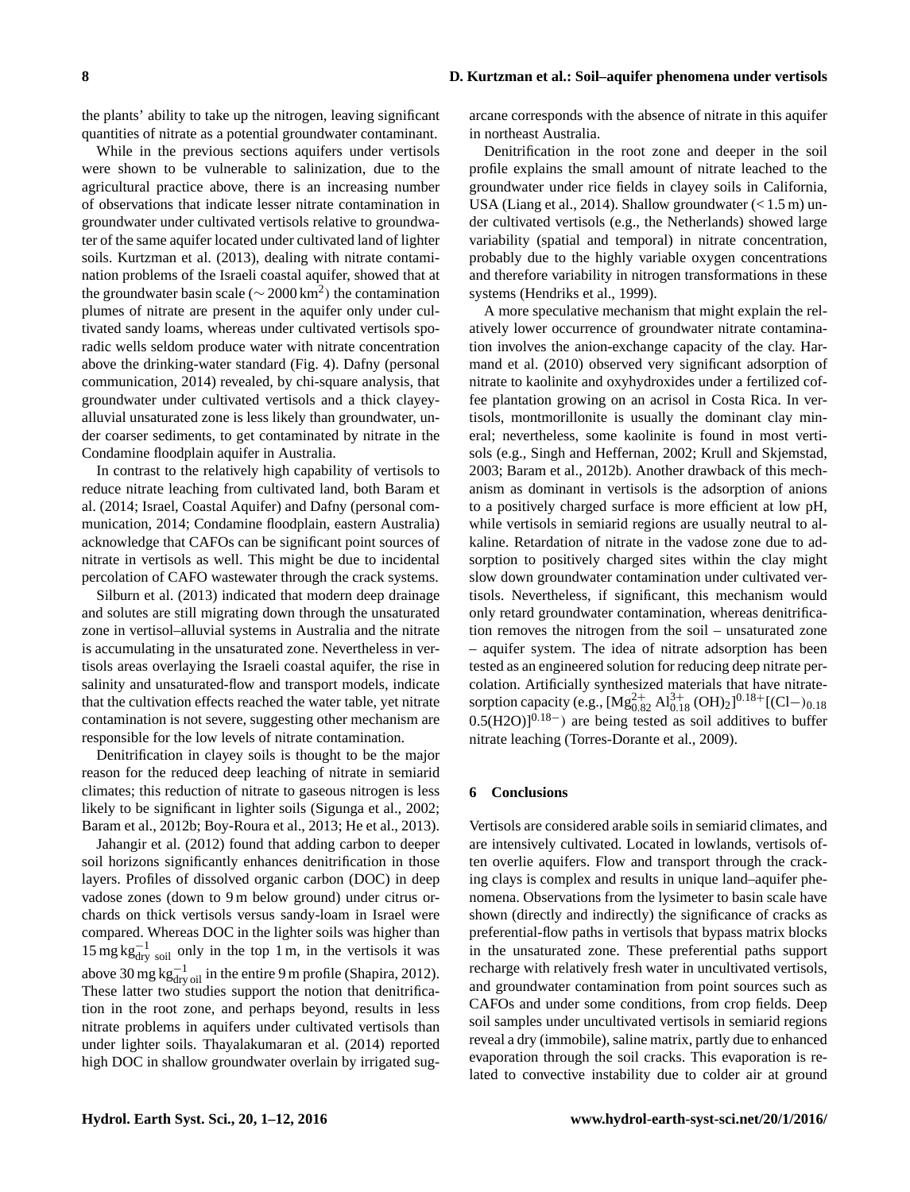the plants' ability to take up the nitrogen, leaving significant quantities of nitrate as a potential groundwater contaminant.

While in the previous sections aquifers under vertisols were shown to be vulnerable to salinization, due to the agricultural practice above, there is an increasing number of observations that indicate lesser nitrate contamination in groundwater under cultivated vertisols relative to groundwater of the same aquifer located under cultivated land of lighter soils. Kurtzman et al. (2013), dealing with nitrate contamination problems of the Israeli coastal aquifer, showed that at the groundwater basin scale ($\sim 2000\,\mathrm{km}^2$) the contamination plumes of nitrate are present in the aquifer only under cultivated sandy loams, whereas under cultivated vertisols sporadic wells seldom produce water with nitrate concentration above the drinking-water standard (Fig. 4). Dafny (personal communication, 2014) revealed, by chi-square analysis, that groundwater under cultivated vertisols and a thick clayey-alluvial unsaturated zone is less likely than groundwater, under coarser sediments, to get contaminated by nitrate in the Condamine floodplain aquifer in Australia.

In contrast to the relatively high capability of vertisols to reduce nitrate leaching from cultivated land, both Baram et al. (2014; Israel, Coastal Aquifer) and Dafny (personal communication, 2014; Condamine floodplain, eastern Australia) acknowledge that CAFOs can be significant point sources of nitrate in vertisols as well. This might be due to incidental percolation of CAFO wastewater through the crack systems.

Silburn et al. (2013) indicated that modern deep drainage and solutes are still migrating down through the unsaturated zone in vertisol–alluvial systems in Australia and the nitrate is accumulating in the unsaturated zone. Nevertheless in vertisols areas overlaying the Israeli coastal aquifer, the rise in salinity and unsaturated-flow and transport models, indicate that the cultivation effects reached the water table, yet nitrate contamination is not severe, suggesting other mechanism are responsible for the low levels of nitrate contamination.

Denitrification in clayey soils is thought to be the major reason for the reduced deep leaching of nitrate in semiarid climates; this reduction of nitrate to gaseous nitrogen is less likely to be significant in lighter soils (Sigunga et al., 2002; Baram et al., 2012b; Boy-Roura et al., 2013; He et al., 2013).

Jahangir et al. (2012) found that adding carbon to deeper soil horizons significantly enhances denitrification in those layers. Profiles of dissolved organic carbon (DOC) in deep vadose zones (down to 9 m below ground) under citrus orchards on thick vertisols versus sandy-loam in Israel were compared. Whereas DOC in the lighter soils was higher than $15\,\mathrm{mg\,kg^{-1}_{dry\ soil}}$ only in the top 1 m, in the vertisols it was above $30\,\mathrm{mg\,kg^{-1}_{dry\ oil}}$ in the entire 9 m profile (Shapira, 2012). These latter two studies support the notion that denitrification in the root zone, and perhaps beyond, results in less nitrate problems in aquifers under cultivated vertisols than under lighter soils. Thayalakumaran et al. (2014) reported high DOC in shallow groundwater overlain by irrigated sugarcane corresponds with the absence of nitrate in this aquifer in northeast Australia.

Denitrification in the root zone and deeper in the soil profile explains the small amount of nitrate leached to the groundwater under rice fields in clayey soils in California, USA (Liang et al., 2014). Shallow groundwater ($< 1.5$ m) under cultivated vertisols (e.g., the Netherlands) showed large variability (spatial and temporal) in nitrate concentration, probably due to the highly variable oxygen concentrations and therefore variability in nitrogen transformations in these systems (Hendriks et al., 1999).

A more speculative mechanism that might explain the relatively lower occurrence of groundwater nitrate contamination involves the anion-exchange capacity of the clay. Harmand et al. (2010) observed very significant adsorption of nitrate to kaolinite and oxyhydroxides under a fertilized coffee plantation growing on an acrisol in Costa Rica. In vertisols, montmorillonite is usually the dominant clay mineral; nevertheless, some kaolinite is found in most vertisols (e.g., Singh and Heffernan, 2002; Krull and Skjemstad, 2003; Baram et al., 2012b). Another drawback of this mechanism as dominant in vertisols is the adsorption of anions to a positively charged surface is more efficient at low pH, while vertisols in semiarid regions are usually neutral to alkaline. Retardation of nitrate in the vadose zone due to adsorption to positively charged sites within the clay might slow down groundwater contamination under cultivated vertisols. Nevertheless, if significant, this mechanism would only retard groundwater contamination, whereas denitrification removes the nitrogen from the soil – unsaturated zone – aquifer system. The idea of nitrate adsorption has been tested as an engineered solution for reducing deep nitrate percolation. Artificially synthesized materials that have nitrate-sorption capacity (e.g., $[\mathrm{Mg}^{2+}_{0.82}\,\mathrm{Al}^{3+}_{0.18}\,(\mathrm{OH})_2]^{0.18+}[(\mathrm{Cl}-)_{0.18}\ 0.5(\mathrm{H2O})]^{0.18-}$) are being tested as soil additives to buffer nitrate leaching (Torres-Dorante et al., 2009).

## 6 Conclusions

Vertisols are considered arable soils in semiarid climates, and are intensively cultivated. Located in lowlands, vertisols often overlie aquifers. Flow and transport through the cracking clays is complex and results in unique land–aquifer phenomena. Observations from the lysimeter to basin scale have shown (directly and indirectly) the significance of cracks as preferential-flow paths in vertisols that bypass matrix blocks in the unsaturated zone. These preferential paths support recharge with relatively fresh water in uncultivated vertisols, and groundwater contamination from point sources such as CAFOs and under some conditions, from crop fields. Deep soil samples under uncultivated vertisols in semiarid regions reveal a dry (immobile), saline matrix, partly due to enhanced evaporation through the soil cracks. This evaporation is related to convective instability due to colder air at ground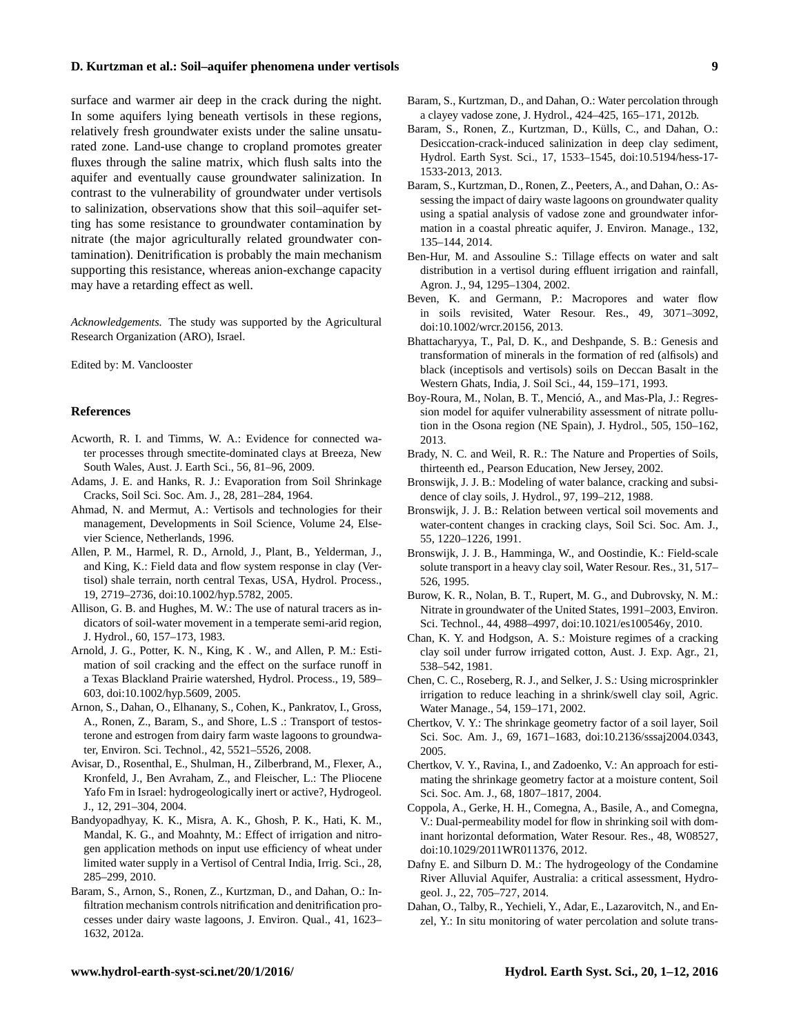surface and warmer air deep in the crack during the night. In some aquifers lying beneath vertisols in these regions, relatively fresh groundwater exists under the saline unsaturated zone. Land-use change to cropland promotes greater fluxes through the saline matrix, which flush salts into the aquifer and eventually cause groundwater salinization. In contrast to the vulnerability of groundwater under vertisols to salinization, observations show that this soil–aquifer setting has some resistance to groundwater contamination by nitrate (the major agriculturally related groundwater contamination). Denitrification is probably the main mechanism supporting this resistance, whereas anion-exchange capacity may have a retarding effect as well.

*Acknowledgements.* The study was supported by the Agricultural Research Organization (ARO), Israel.

Edited by: M. Vanclooster

## References

Acworth, R. I. and Timms, W. A.: Evidence for connected water processes through smectite-dominated clays at Breeza, New South Wales, Aust. J. Earth Sci., 56, 81–96, 2009.

Adams, J. E. and Hanks, R. J.: Evaporation from Soil Shrinkage Cracks, Soil Sci. Soc. Am. J., 28, 281–284, 1964.

Ahmad, N. and Mermut, A.: Vertisols and technologies for their management, Developments in Soil Science, Volume 24, Elsevier Science, Netherlands, 1996.

Allen, P. M., Harmel, R. D., Arnold, J., Plant, B., Yelderman, J., and King, K.: Field data and flow system response in clay (Vertisol) shale terrain, north central Texas, USA, Hydrol. Process., 19, 2719–2736, doi:10.1002/hyp.5782, 2005.

Allison, G. B. and Hughes, M. W.: The use of natural tracers as indicators of soil-water movement in a temperate semi-arid region, J. Hydrol., 60, 157–173, 1983.

Arnold, J. G., Potter, K. N., King, K . W., and Allen, P. M.: Estimation of soil cracking and the effect on the surface runoff in a Texas Blackland Prairie watershed, Hydrol. Process., 19, 589–603, doi:10.1002/hyp.5609, 2005.

Arnon, S., Dahan, O., Elhanany, S., Cohen, K., Pankratov, I., Gross, A., Ronen, Z., Baram, S., and Shore, L.S .: Transport of testosterone and estrogen from dairy farm waste lagoons to groundwater, Environ. Sci. Technol., 42, 5521–5526, 2008.

Avisar, D., Rosenthal, E., Shulman, H., Zilberbrand, M., Flexer, A., Kronfeld, J., Ben Avraham, Z., and Fleischer, L.: The Pliocene Yafo Fm in Israel: hydrogeologically inert or active?, Hydrogeol. J., 12, 291–304, 2004.

Bandyopadhyay, K. K., Misra, A. K., Ghosh, P. K., Hati, K. M., Mandal, K. G., and Moahnty, M.: Effect of irrigation and nitrogen application methods on input use efficiency of wheat under limited water supply in a Vertisol of Central India, Irrig. Sci., 28, 285–299, 2010.

Baram, S., Arnon, S., Ronen, Z., Kurtzman, D., and Dahan, O.: Infiltration mechanism controls nitrification and denitrification processes under dairy waste lagoons, J. Environ. Qual., 41, 1623–1632, 2012a.

Baram, S., Kurtzman, D., and Dahan, O.: Water percolation through a clayey vadose zone, J. Hydrol., 424–425, 165–171, 2012b.

Baram, S., Ronen, Z., Kurtzman, D., Külls, C., and Dahan, O.: Desiccation-crack-induced salinization in deep clay sediment, Hydrol. Earth Syst. Sci., 17, 1533–1545, doi:10.5194/hess-17-1533-2013, 2013.

Baram, S., Kurtzman, D., Ronen, Z., Peeters, A., and Dahan, O.: Assessing the impact of dairy waste lagoons on groundwater quality using a spatial analysis of vadose zone and groundwater information in a coastal phreatic aquifer, J. Environ. Manage., 132, 135–144, 2014.

Ben-Hur, M. and Assouline S.: Tillage effects on water and salt distribution in a vertisol during effluent irrigation and rainfall, Agron. J., 94, 1295–1304, 2002.

Beven, K. and Germann, P.: Macropores and water flow in soils revisited, Water Resour. Res., 49, 3071–3092, doi:10.1002/wrcr.20156, 2013.

Bhattacharyya, T., Pal, D. K., and Deshpande, S. B.: Genesis and transformation of minerals in the formation of red (alfisols) and black (inceptisols and vertisols) soils on Deccan Basalt in the Western Ghats, India, J. Soil Sci., 44, 159–171, 1993.

Boy-Roura, M., Nolan, B. T., Menció, A., and Mas-Pla, J.: Regression model for aquifer vulnerability assessment of nitrate pollution in the Osona region (NE Spain), J. Hydrol., 505, 150–162, 2013.

Brady, N. C. and Weil, R. R.: The Nature and Properties of Soils, thirteenth ed., Pearson Education, New Jersey, 2002.

Bronswijk, J. J. B.: Modeling of water balance, cracking and subsidence of clay soils, J. Hydrol., 97, 199–212, 1988.

Bronswijk, J. J. B.: Relation between vertical soil movements and water-content changes in cracking clays, Soil Sci. Soc. Am. J., 55, 1220–1226, 1991.

Bronswijk, J. J. B., Hamminga, W., and Oostindie, K.: Field-scale solute transport in a heavy clay soil, Water Resour. Res., 31, 517–526, 1995.

Burow, K. R., Nolan, B. T., Rupert, M. G., and Dubrovsky, N. M.: Nitrate in groundwater of the United States, 1991–2003, Environ. Sci. Technol., 44, 4988–4997, doi:10.1021/es100546y, 2010.

Chan, K. Y. and Hodgson, A. S.: Moisture regimes of a cracking clay soil under furrow irrigated cotton, Aust. J. Exp. Agr., 21, 538–542, 1981.

Chen, C. C., Roseberg, R. J., and Selker, J. S.: Using microsprinkler irrigation to reduce leaching in a shrink/swell clay soil, Agric. Water Manage., 54, 159–171, 2002.

Chertkov, V. Y.: The shrinkage geometry factor of a soil layer, Soil Sci. Soc. Am. J., 69, 1671–1683, doi:10.2136/sssaj2004.0343, 2005.

Chertkov, V. Y., Ravina, I., and Zadoenko, V.: An approach for estimating the shrinkage geometry factor at a moisture content, Soil Sci. Soc. Am. J., 68, 1807–1817, 2004.

Coppola, A., Gerke, H. H., Comegna, A., Basile, A., and Comegna, V.: Dual-permeability model for flow in shrinking soil with dominant horizontal deformation, Water Resour. Res., 48, W08527, doi:10.1029/2011WR011376, 2012.

Dafny E. and Silburn D. M.: The hydrogeology of the Condamine River Alluvial Aquifer, Australia: a critical assessment, Hydrogeol. J., 22, 705–727, 2014.

Dahan, O., Talby, R., Yechieli, Y., Adar, E., Lazarovitch, N., and Enzel, Y.: In situ monitoring of water percolation and solute trans-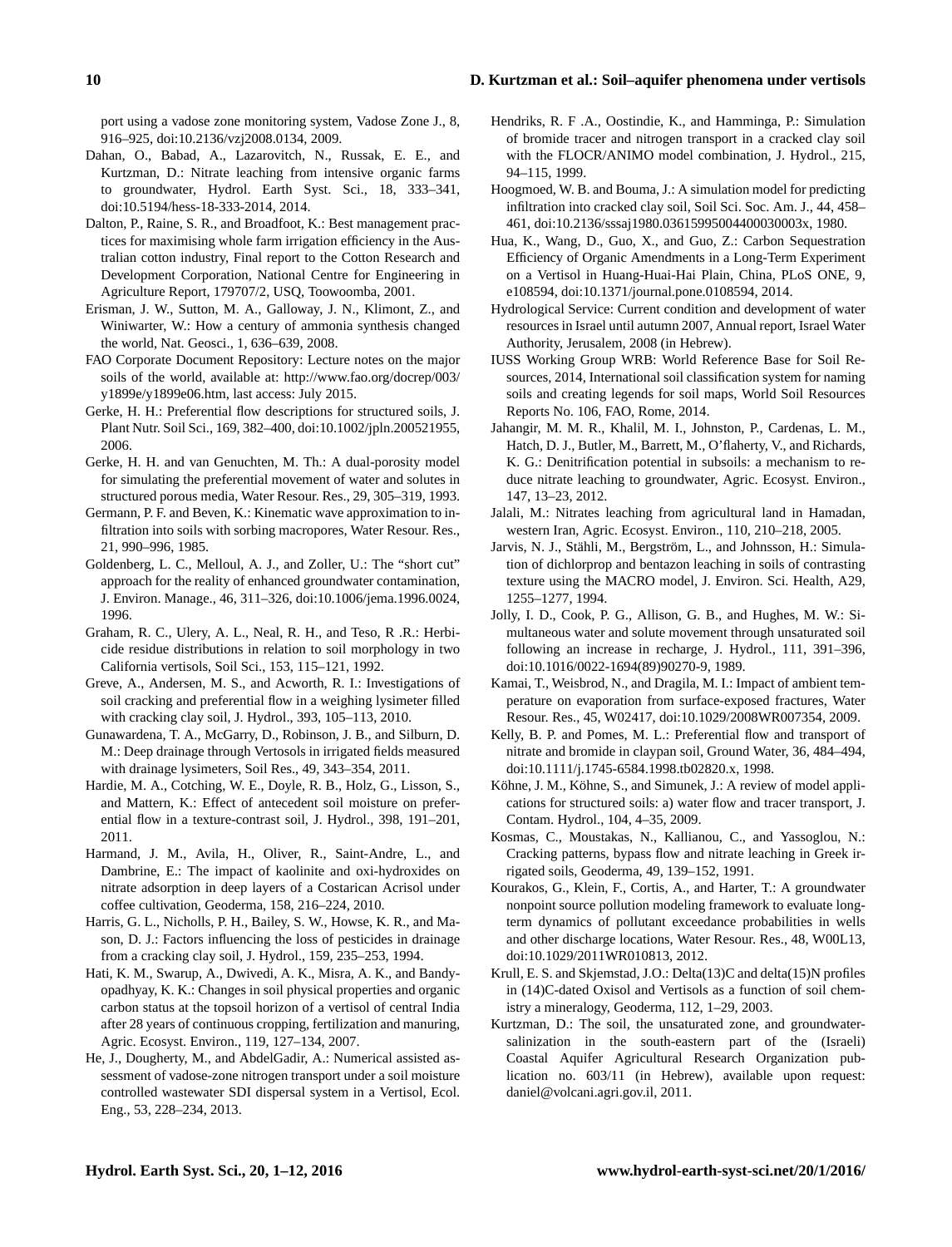port using a vadose zone monitoring system, Vadose Zone J., 8, 916–925, doi:10.2136/vzj2008.0134, 2009.

Dahan, O., Babad, A., Lazarovitch, N., Russak, E. E., and Kurtzman, D.: Nitrate leaching from intensive organic farms to groundwater, Hydrol. Earth Syst. Sci., 18, 333–341, doi:10.5194/hess-18-333-2014, 2014.

Dalton, P., Raine, S. R., and Broadfoot, K.: Best management practices for maximising whole farm irrigation efficiency in the Australian cotton industry, Final report to the Cotton Research and Development Corporation, National Centre for Engineering in Agriculture Report, 179707/2, USQ, Toowoomba, 2001.

Erisman, J. W., Sutton, M. A., Galloway, J. N., Klimont, Z., and Winiwarter, W.: How a century of ammonia synthesis changed the world, Nat. Geosci., 1, 636–639, 2008.

FAO Corporate Document Repository: Lecture notes on the major soils of the world, available at: http://www.fao.org/docrep/003/y1899e/y1899e06.htm, last access: July 2015.

Gerke, H. H.: Preferential flow descriptions for structured soils, J. Plant Nutr. Soil Sci., 169, 382–400, doi:10.1002/jpln.200521955, 2006.

Gerke, H. H. and van Genuchten, M. Th.: A dual-porosity model for simulating the preferential movement of water and solutes in structured porous media, Water Resour. Res., 29, 305–319, 1993.

Germann, P. F. and Beven, K.: Kinematic wave approximation to infiltration into soils with sorbing macropores, Water Resour. Res., 21, 990–996, 1985.

Goldenberg, L. C., Melloul, A. J., and Zoller, U.: The "short cut" approach for the reality of enhanced groundwater contamination, J. Environ. Manage., 46, 311–326, doi:10.1006/jema.1996.0024, 1996.

Graham, R. C., Ulery, A. L., Neal, R. H., and Teso, R .R.: Herbicide residue distributions in relation to soil morphology in two California vertisols, Soil Sci., 153, 115–121, 1992.

Greve, A., Andersen, M. S., and Acworth, R. I.: Investigations of soil cracking and preferential flow in a weighing lysimeter filled with cracking clay soil, J. Hydrol., 393, 105–113, 2010.

Gunawardena, T. A., McGarry, D., Robinson, J. B., and Silburn, D. M.: Deep drainage through Vertosols in irrigated fields measured with drainage lysimeters, Soil Res., 49, 343–354, 2011.

Hardie, M. A., Cotching, W. E., Doyle, R. B., Holz, G., Lisson, S., and Mattern, K.: Effect of antecedent soil moisture on preferential flow in a texture-contrast soil, J. Hydrol., 398, 191–201, 2011.

Harmand, J. M., Avila, H., Oliver, R., Saint-Andre, L., and Dambrine, E.: The impact of kaolinite and oxi-hydroxides on nitrate adsorption in deep layers of a Costarican Acrisol under coffee cultivation, Geoderma, 158, 216–224, 2010.

Harris, G. L., Nicholls, P. H., Bailey, S. W., Howse, K. R., and Mason, D. J.: Factors influencing the loss of pesticides in drainage from a cracking clay soil, J. Hydrol., 159, 235–253, 1994.

Hati, K. M., Swarup, A., Dwivedi, A. K., Misra, A. K., and Bandyopadhyay, K. K.: Changes in soil physical properties and organic carbon status at the topsoil horizon of a vertisol of central India after 28 years of continuous cropping, fertilization and manuring, Agric. Ecosyst. Environ., 119, 127–134, 2007.

He, J., Dougherty, M., and AbdelGadir, A.: Numerical assisted assessment of vadose-zone nitrogen transport under a soil moisture controlled wastewater SDI dispersal system in a Vertisol, Ecol. Eng., 53, 228–234, 2013.

Hendriks, R. F .A., Oostindie, K., and Hamminga, P.: Simulation of bromide tracer and nitrogen transport in a cracked clay soil with the FLOCR/ANIMO model combination, J. Hydrol., 215, 94–115, 1999.

Hoogmoed, W. B. and Bouma, J.: A simulation model for predicting infiltration into cracked clay soil, Soil Sci. Soc. Am. J., 44, 458–461, doi:10.2136/sssaj1980.03615995004400030003x, 1980.

Hua, K., Wang, D., Guo, X., and Guo, Z.: Carbon Sequestration Efficiency of Organic Amendments in a Long-Term Experiment on a Vertisol in Huang-Huai-Hai Plain, China, PLoS ONE, 9, e108594, doi:10.1371/journal.pone.0108594, 2014.

Hydrological Service: Current condition and development of water resources in Israel until autumn 2007, Annual report, Israel Water Authority, Jerusalem, 2008 (in Hebrew).

IUSS Working Group WRB: World Reference Base for Soil Resources, 2014, International soil classification system for naming soils and creating legends for soil maps, World Soil Resources Reports No. 106, FAO, Rome, 2014.

Jahangir, M. M. R., Khalil, M. I., Johnston, P., Cardenas, L. M., Hatch, D. J., Butler, M., Barrett, M., O'flaherty, V., and Richards, K. G.: Denitrification potential in subsoils: a mechanism to reduce nitrate leaching to groundwater, Agric. Ecosyst. Environ., 147, 13–23, 2012.

Jalali, M.: Nitrates leaching from agricultural land in Hamadan, western Iran, Agric. Ecosyst. Environ., 110, 210–218, 2005.

Jarvis, N. J., Stähli, M., Bergström, L., and Johnsson, H.: Simulation of dichlorprop and bentazon leaching in soils of contrasting texture using the MACRO model, J. Environ. Sci. Health, A29, 1255–1277, 1994.

Jolly, I. D., Cook, P. G., Allison, G. B., and Hughes, M. W.: Simultaneous water and solute movement through unsaturated soil following an increase in recharge, J. Hydrol., 111, 391–396, doi:10.1016/0022-1694(89)90270-9, 1989.

Kamai, T., Weisbrod, N., and Dragila, M. I.: Impact of ambient temperature on evaporation from surface-exposed fractures, Water Resour. Res., 45, W02417, doi:10.1029/2008WR007354, 2009.

Kelly, B. P. and Pomes, M. L.: Preferential flow and transport of nitrate and bromide in claypan soil, Ground Water, 36, 484–494, doi:10.1111/j.1745-6584.1998.tb02820.x, 1998.

Köhne, J. M., Köhne, S., and Simunek, J.: A review of model applications for structured soils: a) water flow and tracer transport, J. Contam. Hydrol., 104, 4–35, 2009.

Kosmas, C., Moustakas, N., Kallianou, C., and Yassoglou, N.: Cracking patterns, bypass flow and nitrate leaching in Greek irrigated soils, Geoderma, 49, 139–152, 1991.

Kourakos, G., Klein, F., Cortis, A., and Harter, T.: A groundwater nonpoint source pollution modeling framework to evaluate long-term dynamics of pollutant exceedance probabilities in wells and other discharge locations, Water Resour. Res., 48, W00L13, doi:10.1029/2011WR010813, 2012.

Krull, E. S. and Skjemstad, J.O.: Delta(13)C and delta(15)N profiles in (14)C-dated Oxisol and Vertisols as a function of soil chemistry a mineralogy, Geoderma, 112, 1–29, 2003.

Kurtzman, D.: The soil, the unsaturated zone, and groundwater-salinization in the south-eastern part of the (Israeli) Coastal Aquifer Agricultural Research Organization publication no. 603/11 (in Hebrew), available upon request: daniel@volcani.agri.gov.il, 2011.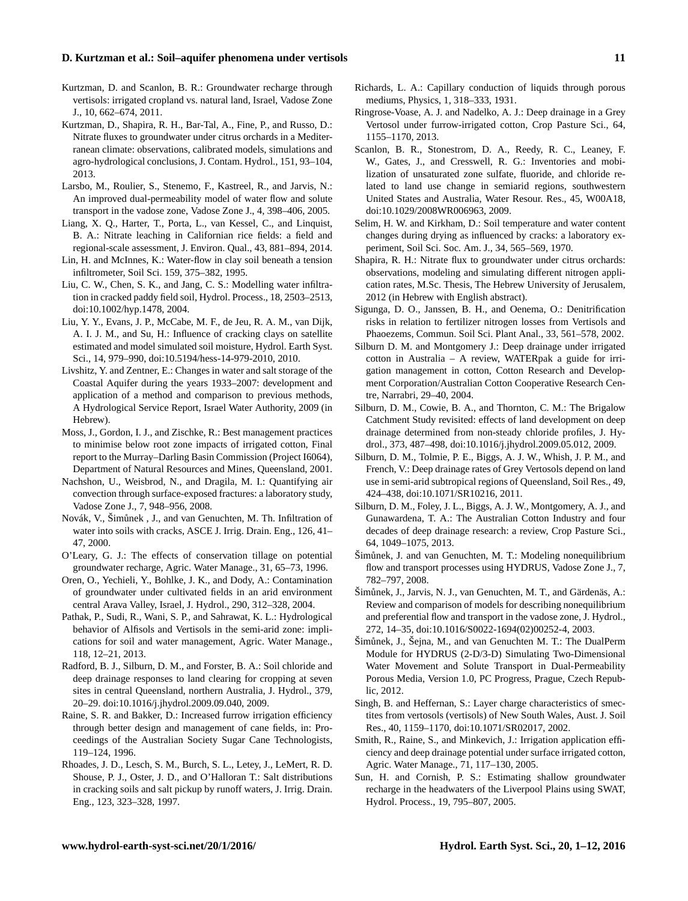Kurtzman, D. and Scanlon, B. R.: Groundwater recharge through vertisols: irrigated cropland vs. natural land, Israel, Vadose Zone J., 10, 662–674, 2011.

Kurtzman, D., Shapira, R. H., Bar-Tal, A., Fine, P., and Russo, D.: Nitrate fluxes to groundwater under citrus orchards in a Mediterranean climate: observations, calibrated models, simulations and agro-hydrological conclusions, J. Contam. Hydrol., 151, 93–104, 2013.

Larsbo, M., Roulier, S., Stenemo, F., Kastreel, R., and Jarvis, N.: An improved dual-permeability model of water flow and solute transport in the vadose zone, Vadose Zone J., 4, 398–406, 2005.

Liang, X. Q., Harter, T., Porta, L., van Kessel, C., and Linquist, B. A.: Nitrate leaching in Californian rice fields: a field and regional-scale assessment, J. Environ. Qual., 43, 881–894, 2014.

Lin, H. and McInnes, K.: Water-flow in clay soil beneath a tension infiltrometer, Soil Sci. 159, 375–382, 1995.

Liu, C. W., Chen, S. K., and Jang, C. S.: Modelling water infiltration in cracked paddy field soil, Hydrol. Process., 18, 2503–2513, doi:10.1002/hyp.1478, 2004.

Liu, Y. Y., Evans, J. P., McCabe, M. F., de Jeu, R. A. M., van Dijk, A. I. J. M., and Su, H.: Influence of cracking clays on satellite estimated and model simulated soil moisture, Hydrol. Earth Syst. Sci., 14, 979–990, doi:10.5194/hess-14-979-2010, 2010.

Livshitz, Y. and Zentner, E.: Changes in water and salt storage of the Coastal Aquifer during the years 1933–2007: development and application of a method and comparison to previous methods, A Hydrological Service Report, Israel Water Authority, 2009 (in Hebrew).

Moss, J., Gordon, I. J., and Zischke, R.: Best management practices to minimise below root zone impacts of irrigated cotton, Final report to the Murray–Darling Basin Commission (Project I6064), Department of Natural Resources and Mines, Queensland, 2001.

Nachshon, U., Weisbrod, N., and Dragila, M. I.: Quantifying air convection through surface-exposed fractures: a laboratory study, Vadose Zone J., 7, 948–956, 2008.

Novák, V., Šimůnek , J., and van Genuchten, M. Th. Infiltration of water into soils with cracks, ASCE J. Irrig. Drain. Eng., 126, 41–47, 2000.

O'Leary, G. J.: The effects of conservation tillage on potential groundwater recharge, Agric. Water Manage., 31, 65–73, 1996.

Oren, O., Yechieli, Y., Bohlke, J. K., and Dody, A.: Contamination of groundwater under cultivated fields in an arid environment central Arava Valley, Israel, J. Hydrol., 290, 312–328, 2004.

Pathak, P., Sudi, R., Wani, S. P., and Sahrawat, K. L.: Hydrological behavior of Alfisols and Vertisols in the semi-arid zone: implications for soil and water management, Agric. Water Manage., 118, 12–21, 2013.

Radford, B. J., Silburn, D. M., and Forster, B. A.: Soil chloride and deep drainage responses to land clearing for cropping at seven sites in central Queensland, northern Australia, J. Hydrol., 379, 20–29. doi:10.1016/j.jhydrol.2009.09.040, 2009.

Raine, S. R. and Bakker, D.: Increased furrow irrigation efficiency through better design and management of cane fields, in: Proceedings of the Australian Society Sugar Cane Technologists, 119–124, 1996.

Rhoades, J. D., Lesch, S. M., Burch, S. L., Letey, J., LeMert, R. D. Shouse, P. J., Oster, J. D., and O'Halloran T.: Salt distributions in cracking soils and salt pickup by runoff waters, J. Irrig. Drain. Eng., 123, 323–328, 1997.

Richards, L. A.: Capillary conduction of liquids through porous mediums, Physics, 1, 318–333, 1931.

Ringrose-Voase, A. J. and Nadelko, A. J.: Deep drainage in a Grey Vertosol under furrow-irrigated cotton, Crop Pasture Sci., 64, 1155–1170, 2013.

Scanlon, B. R., Stonestrom, D. A., Reedy, R. C., Leaney, F. W., Gates, J., and Cresswell, R. G.: Inventories and mobilization of unsaturated zone sulfate, fluoride, and chloride related to land use change in semiarid regions, southwestern United States and Australia, Water Resour. Res., 45, W00A18, doi:10.1029/2008WR006963, 2009.

Selim, H. W. and Kirkham, D.: Soil temperature and water content changes during drying as influenced by cracks: a laboratory experiment, Soil Sci. Soc. Am. J., 34, 565–569, 1970.

Shapira, R. H.: Nitrate flux to groundwater under citrus orchards: observations, modeling and simulating different nitrogen application rates, M.Sc. Thesis, The Hebrew University of Jerusalem, 2012 (in Hebrew with English abstract).

Sigunga, D. O., Janssen, B. H., and Oenema, O.: Denitrification risks in relation to fertilizer nitrogen losses from Vertisols and Phaoezems, Commun. Soil Sci. Plant Anal., 33, 561–578, 2002.

Silburn D. M. and Montgomery J.: Deep drainage under irrigated cotton in Australia – A review, WATERpak a guide for irrigation management in cotton, Cotton Research and Development Corporation/Australian Cotton Cooperative Research Centre, Narrabri, 29–40, 2004.

Silburn, D. M., Cowie, B. A., and Thornton, C. M.: The Brigalow Catchment Study revisited: effects of land development on deep drainage determined from non-steady chloride profiles, J. Hydrol., 373, 487–498, doi:10.1016/j.jhydrol.2009.05.012, 2009.

Silburn, D. M., Tolmie, P. E., Biggs, A. J. W., Whish, J. P. M., and French, V.: Deep drainage rates of Grey Vertosols depend on land use in semi-arid subtropical regions of Queensland, Soil Res., 49, 424–438, doi:10.1071/SR10216, 2011.

Silburn, D. M., Foley, J. L., Biggs, A. J. W., Montgomery, A. J., and Gunawardena, T. A.: The Australian Cotton Industry and four decades of deep drainage research: a review, Crop Pasture Sci., 64, 1049–1075, 2013.

Šimůnek, J. and van Genuchten, M. T.: Modeling nonequilibrium flow and transport processes using HYDRUS, Vadose Zone J., 7, 782–797, 2008.

Šimůnek, J., Jarvis, N. J., van Genuchten, M. T., and Gärdenäs, A.: Review and comparison of models for describing nonequilibrium and preferential flow and transport in the vadose zone, J. Hydrol., 272, 14–35, doi:10.1016/S0022-1694(02)00252-4, 2003.

Šimůnek, J., Šejna, M., and van Genuchten M. T.: The DualPerm Module for HYDRUS (2-D/3-D) Simulating Two-Dimensional Water Movement and Solute Transport in Dual-Permeability Porous Media, Version 1.0, PC Progress, Prague, Czech Republic, 2012.

Singh, B. and Heffernan, S.: Layer charge characteristics of smectites from vertosols (vertisols) of New South Wales, Aust. J. Soil Res., 40, 1159–1170, doi:10.1071/SR02017, 2002.

Smith, R., Raine, S., and Minkevich, J.: Irrigation application efficiency and deep drainage potential under surface irrigated cotton, Agric. Water Manage., 71, 117–130, 2005.

Sun, H. and Cornish, P. S.: Estimating shallow groundwater recharge in the headwaters of the Liverpool Plains using SWAT, Hydrol. Process., 19, 795–807, 2005.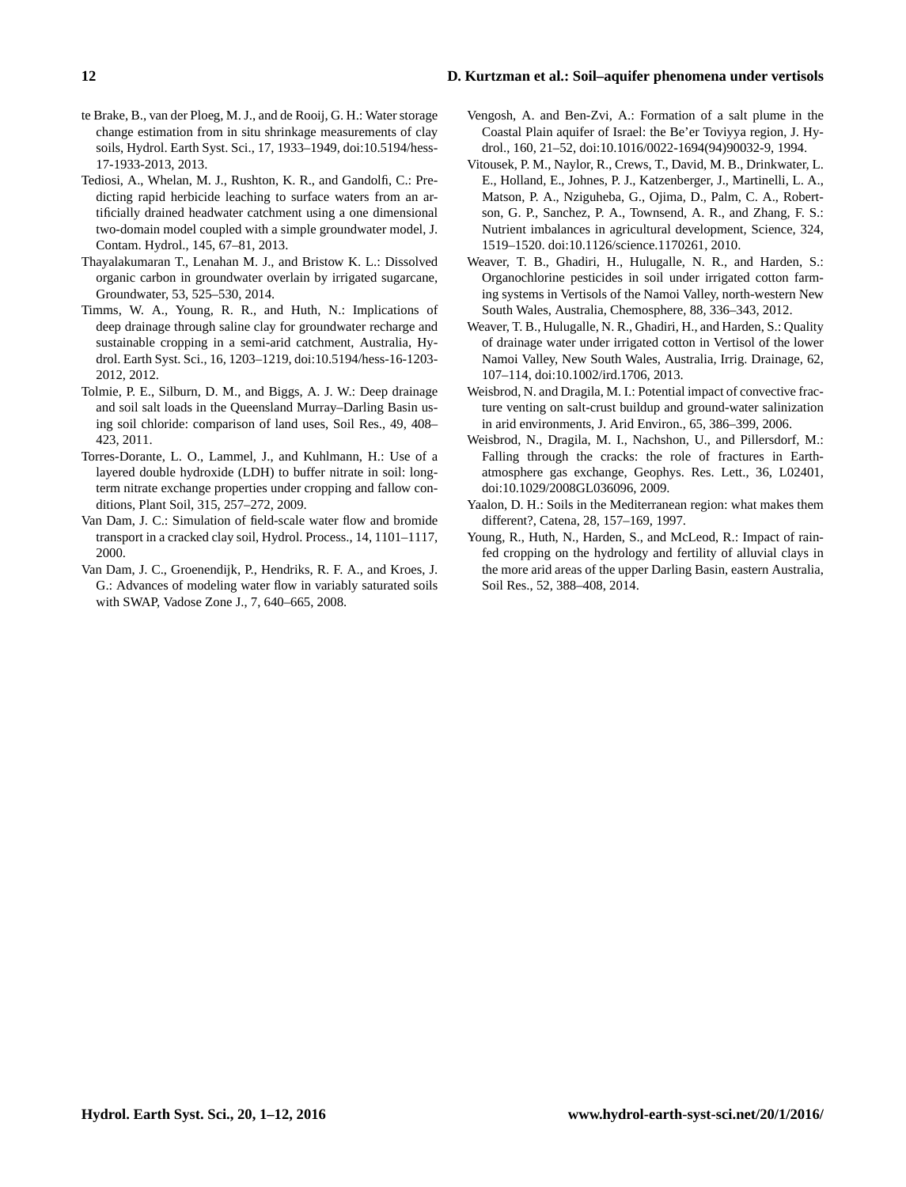te Brake, B., van der Ploeg, M. J., and de Rooij, G. H.: Water storage change estimation from in situ shrinkage measurements of clay soils, Hydrol. Earth Syst. Sci., 17, 1933–1949, doi:10.5194/hess-17-1933-2013, 2013.

Tediosi, A., Whelan, M. J., Rushton, K. R., and Gandolfi, C.: Predicting rapid herbicide leaching to surface waters from an artificially drained headwater catchment using a one dimensional two-domain model coupled with a simple groundwater model, J. Contam. Hydrol., 145, 67–81, 2013.

Thayalakumaran T., Lenahan M. J., and Bristow K. L.: Dissolved organic carbon in groundwater overlain by irrigated sugarcane, Groundwater, 53, 525–530, 2014.

Timms, W. A., Young, R. R., and Huth, N.: Implications of deep drainage through saline clay for groundwater recharge and sustainable cropping in a semi-arid catchment, Australia, Hydrol. Earth Syst. Sci., 16, 1203–1219, doi:10.5194/hess-16-1203-2012, 2012.

Tolmie, P. E., Silburn, D. M., and Biggs, A. J. W.: Deep drainage and soil salt loads in the Queensland Murray–Darling Basin using soil chloride: comparison of land uses, Soil Res., 49, 408–423, 2011.

Torres-Dorante, L. O., Lammel, J., and Kuhlmann, H.: Use of a layered double hydroxide (LDH) to buffer nitrate in soil: long-term nitrate exchange properties under cropping and fallow conditions, Plant Soil, 315, 257–272, 2009.

Van Dam, J. C.: Simulation of field-scale water flow and bromide transport in a cracked clay soil, Hydrol. Process., 14, 1101–1117, 2000.

Van Dam, J. C., Groenendijk, P., Hendriks, R. F. A., and Kroes, J. G.: Advances of modeling water flow in variably saturated soils with SWAP, Vadose Zone J., 7, 640–665, 2008.

Vengosh, A. and Ben-Zvi, A.: Formation of a salt plume in the Coastal Plain aquifer of Israel: the Be'er Toviyya region, J. Hydrol., 160, 21–52, doi:10.1016/0022-1694(94)90032-9, 1994.

Vitousek, P. M., Naylor, R., Crews, T., David, M. B., Drinkwater, L. E., Holland, E., Johnes, P. J., Katzenberger, J., Martinelli, L. A., Matson, P. A., Nziguheba, G., Ojima, D., Palm, C. A., Robertson, G. P., Sanchez, P. A., Townsend, A. R., and Zhang, F. S.: Nutrient imbalances in agricultural development, Science, 324, 1519–1520. doi:10.1126/science.1170261, 2010.

Weaver, T. B., Ghadiri, H., Hulugalle, N. R., and Harden, S.: Organochlorine pesticides in soil under irrigated cotton farming systems in Vertisols of the Namoi Valley, north-western New South Wales, Australia, Chemosphere, 88, 336–343, 2012.

Weaver, T. B., Hulugalle, N. R., Ghadiri, H., and Harden, S.: Quality of drainage water under irrigated cotton in Vertisol of the lower Namoi Valley, New South Wales, Australia, Irrig. Drainage, 62, 107–114, doi:10.1002/ird.1706, 2013.

Weisbrod, N. and Dragila, M. I.: Potential impact of convective fracture venting on salt-crust buildup and ground-water salinization in arid environments, J. Arid Environ., 65, 386–399, 2006.

Weisbrod, N., Dragila, M. I., Nachshon, U., and Pillersdorf, M.: Falling through the cracks: the role of fractures in Earth-atmosphere gas exchange, Geophys. Res. Lett., 36, L02401, doi:10.1029/2008GL036096, 2009.

Yaalon, D. H.: Soils in the Mediterranean region: what makes them different?, Catena, 28, 157–169, 1997.

Young, R., Huth, N., Harden, S., and McLeod, R.: Impact of rain-fed cropping on the hydrology and fertility of alluvial clays in the more arid areas of the upper Darling Basin, eastern Australia, Soil Res., 52, 388–408, 2014.